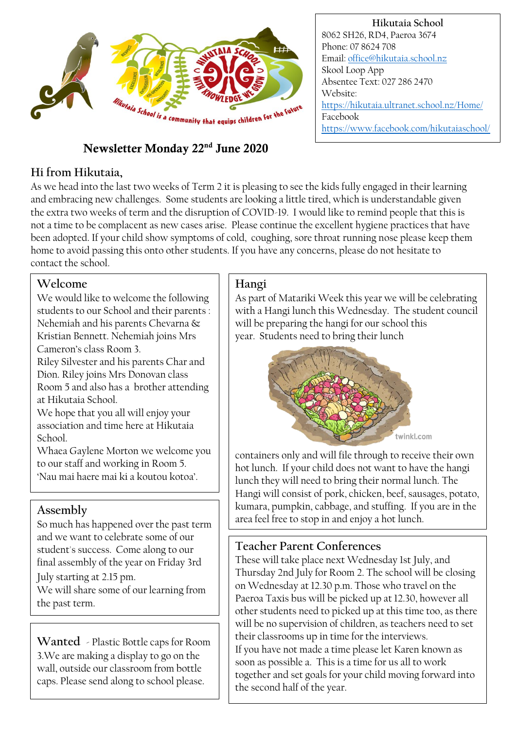**Hikutaia School**
8062 SH26, RD4, Paeroa 3674
Phone: 07 8624 708
Email: office@hikutaia.school.nz
Skool Loop App
Absentee Text: 027 286 2470
Website:
https://hikutaia.ultranet.school.nz/Home/
Facebook
https://www.facebook.com/hikutaiaschool/

# Newsletter Monday 22nd June 2020

## Hi from Hikutaia,

As we head into the last two weeks of Term 2 it is pleasing to see the kids fully engaged in their learning and embracing new challenges. Some students are looking a little tired, which is understandable given the extra two weeks of term and the disruption of COVID-19. I would like to remind people that this is not a time to be complacent as new cases arise. Please continue the excellent hygiene practices that have been adopted. If your child show symptoms of cold, coughing, sore throat running nose please keep them home to avoid passing this onto other students. If you have any concerns, please do not hesitate to contact the school.

## Welcome

We would like to welcome the following students to our School and their parents : Nehemiah and his parents Chevarna & Kristian Bennett. Nehemiah joins Mrs Cameron's class Room 3.
Riley Silvester and his parents Char and Dion. Riley joins Mrs Donovan class Room 5 and also has a brother attending at Hikutaia School.
We hope that you all will enjoy your association and time here at Hikutaia School.
Whaea Gaylene Morton we welcome you to our staff and working in Room 5.
'Nau mai haere mai ki a koutou kotoa'.

## Assembly

So much has happened over the past term and we want to celebrate some of our student's success. Come along to our final assembly of the year on Friday 3rd July starting at 2.15 pm.
We will share some of our learning from the past term.

## Wanted

- Plastic Bottle caps for Room 3.We are making a display to go on the wall, outside our classroom from bottle caps. Please send along to school please.

## Hangi

As part of Matariki Week this year we will be celebrating with a Hangi lunch this Wednesday. The student council will be preparing the hangi for our school this year. Students need to bring their lunch containers only and will file through to receive their own hot lunch. If your child does not want to have the hangi lunch they will need to bring their normal lunch. The Hangi will consist of pork, chicken, beef, sausages, potato, kumara, pumpkin, cabbage, and stuffing. If you are in the area feel free to stop in and enjoy a hot lunch.

## Teacher Parent Conferences

These will take place next Wednesday 1st July, and Thursday 2nd July for Room 2. The school will be closing on Wednesday at 12.30 p.m. Those who travel on the Paeroa Taxis bus will be picked up at 12.30, however all other students need to picked up at this time too, as there will be no supervision of children, as teachers need to set their classrooms up in time for the interviews.
If you have not made a time please let Karen known as soon as possible a. This is a time for us all to work together and set goals for your child moving forward into the second half of the year.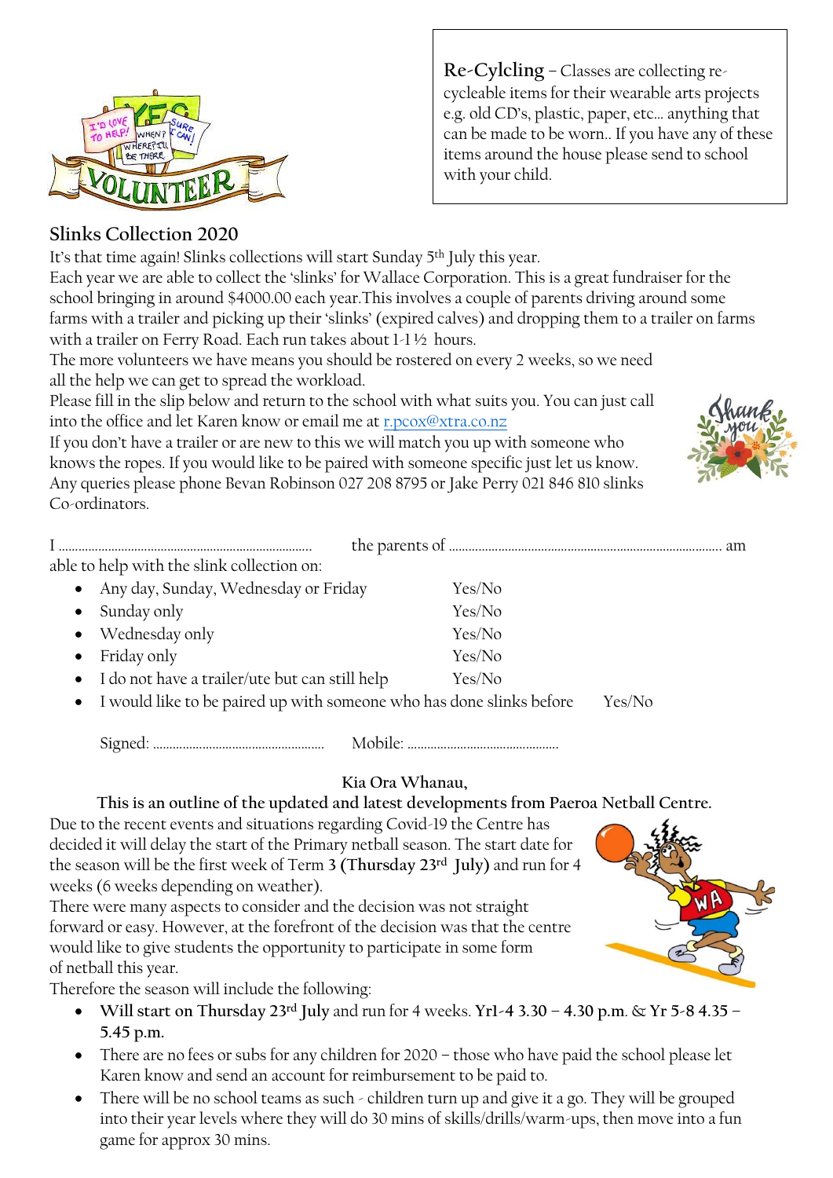**Re-Cylcling** – Classes are collecting re-cycleable items for their wearable arts projects e.g. old CD's, plastic, paper, etc… anything that can be made to be worn.. If you have any of these items around the house please send to school with your child.

## Slinks Collection 2020

It's that time again! Slinks collections will start Sunday 5th July this year.

Each year we are able to collect the 'slinks' for Wallace Corporation. This is a great fundraiser for the school bringing in around $4000.00 each year.This involves a couple of parents driving around some farms with a trailer and picking up their 'slinks' (expired calves) and dropping them to a trailer on farms with a trailer on Ferry Road. Each run takes about 1-1 ½ hours.

The more volunteers we have means you should be rostered on every 2 weeks, so we need all the help we can get to spread the workload.

Please fill in the slip below and return to the school with what suits you. You can just call into the office and let Karen know or email me at r.pcox@xtra.co.nz

If you don't have a trailer or are new to this we will match you up with someone who knows the ropes. If you would like to be paired with someone specific just let us know.

Any queries please phone Bevan Robinson 027 208 8795 or Jake Perry 021 846 810 slinks Co-ordinators.

I ………………………………………………… the parents of ………………………………………………………… am able to help with the slink collection on:

- Any day, Sunday, Wednesday or Friday Yes/No
- Sunday only Yes/No
- Wednesday only Yes/No
- Friday only Yes/No
- I do not have a trailer/ute but can still help Yes/No
- I would like to be paired up with someone who has done slinks before Yes/No

Signed: ……………………………………… Mobile: ………………………………………

**Kia Ora Whanau,**

**This is an outline of the updated and latest developments from Paeroa Netball Centre.**

Due to the recent events and situations regarding Covid-19 the Centre has decided it will delay the start of the Primary netball season. The start date for the season will be the first week of Term **3 (Thursday 23rd July)** and run for 4 weeks (6 weeks depending on weather).

There were many aspects to consider and the decision was not straight forward or easy. However, at the forefront of the decision was that the centre would like to give students the opportunity to participate in some form of netball this year.

Therefore the season will include the following:

- **Will start on Thursday 23rd July** and run for 4 weeks. **Yr1-4 3.30 – 4.30 p.m.** & **Yr 5-8 4.35 – 5.45 p.m.**
- There are no fees or subs for any children for 2020 – those who have paid the school please let Karen know and send an account for reimbursement to be paid to.
- There will be no school teams as such - children turn up and give it a go. They will be grouped into their year levels where they will do 30 mins of skills/drills/warm-ups, then move into a fun game for approx 30 mins.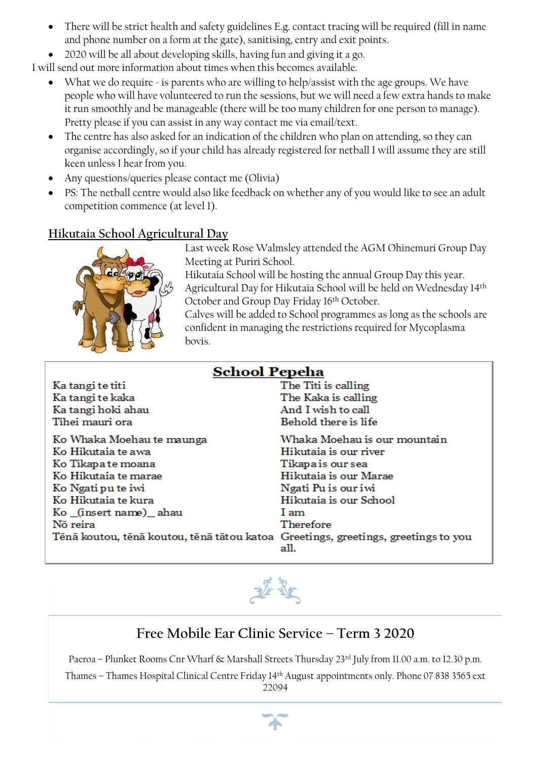- There will be strict health and safety guidelines E.g. contact tracing will be required (fill in name and phone number on a form at the gate), sanitising, entry and exit points.
- 2020 will be all about developing skills, having fun and giving it a go.

I will send out more information about times when this becomes available.

- What we do require - is parents who are willing to help/assist with the age groups. We have people who will have volunteered to run the sessions, but we will need a few extra hands to make it run smoothly and be manageable (there will be too many children for one person to manage). Pretty please if you can assist in any way contact me via email/text.
- The centre has also asked for an indication of the children who plan on attending, so they can organise accordingly, so if your child has already registered for netball I will assume they are still keen unless I hear from you.
- Any questions/queries please contact me (Olivia)
- PS: The netball centre would also like feedback on whether any of you would like to see an adult competition commence (at level 1).

## Hikutaia School Agricultural Day

Last week Rose Walmsley attended the AGM Ohinemuri Group Day Meeting at Puriri School.
Hikutaia School will be hosting the annual Group Day this year.
Agricultural Day for Hikutaia School will be held on Wednesday 14th October and Group Day Friday 16th October.
Calves will be added to School programmes as long as the schools are confident in managing the restrictions required for Mycoplasma bovis.

## School Pepeha

| | |
|---|---|
| Ka tangi te titi | The Titi is calling |
| Ka tangi te kaka | The Kaka is calling |
| Ka tangi hoki ahau | And I wish to call |
| Tihei mauri ora | Behold there is life |
| Ko Whaka Moehau te maunga | Whaka Moehau is our mountain |
| Ko Hikutaia te awa | Hikutaia is our river |
| Ko Tikapa te moana | Tikapa is our sea |
| Ko Hikutaia te marae | Hikutaia is our Marae |
| Ko Ngati pu te iwi | Ngati Pu is our iwi |
| Ko Hikutaia te kura | Hikutaia is our School |
| Ko _(insert name)_ ahau | I am |
| Nō reira | Therefore |
| Tēnā koutou, tēnā koutou, tēnā tātou katoa | Greetings, greetings, greetings to you all. |

## Free Mobile Ear Clinic Service – Term 3 2020

Paeroa – Plunket Rooms Cnr Wharf & Marshall Streets Thursday 23rd July from 11.00 a.m. to 12.30 p.m.

Thames – Thames Hospital Clinical Centre Friday 14th August appointments only. Phone 07 838 3565 ext 22094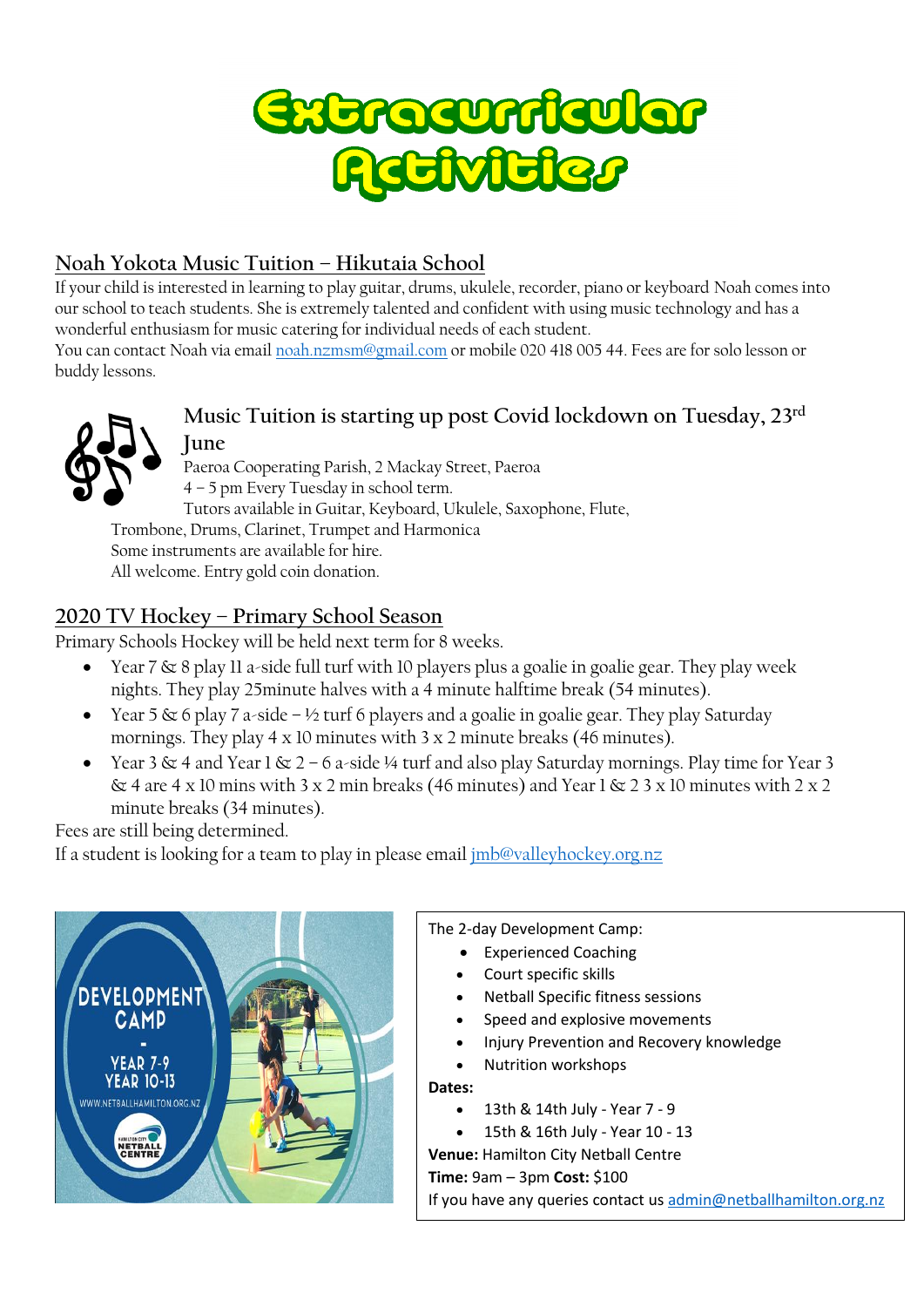# Extracurricular Activities

## Noah Yokota Music Tuition – Hikutaia School

If your child is interested in learning to play guitar, drums, ukulele, recorder, piano or keyboard Noah comes into our school to teach students. She is extremely talented and confident with using music technology and has a wonderful enthusiasm for music catering for individual needs of each student.
You can contact Noah via email noah.nzmsm@gmail.com or mobile 020 418 005 44. Fees are for solo lesson or buddy lessons.

### Music Tuition is starting up post Covid lockdown on Tuesday, 23rd June

Paeroa Cooperating Parish, 2 Mackay Street, Paeroa
4 – 5 pm Every Tuesday in school term.
Tutors available in Guitar, Keyboard, Ukulele, Saxophone, Flute, Trombone, Drums, Clarinet, Trumpet and Harmonica
Some instruments are available for hire.
All welcome. Entry gold coin donation.

## 2020 TV Hockey – Primary School Season

Primary Schools Hockey will be held next term for 8 weeks.

- Year 7 & 8 play 11 a-side full turf with 10 players plus a goalie in goalie gear. They play week nights. They play 25minute halves with a 4 minute halftime break (54 minutes).
- Year 5 & 6 play 7 a-side – ½ turf 6 players and a goalie in goalie gear. They play Saturday mornings. They play 4 x 10 minutes with 3 x 2 minute breaks (46 minutes).
- Year 3 & 4 and Year 1 & 2 – 6 a-side ¼ turf and also play Saturday mornings. Play time for Year 3 & 4 are 4 x 10 mins with 3 x 2 min breaks (46 minutes) and Year 1 & 2 3 x 10 minutes with 2 x 2 minute breaks (34 minutes).

Fees are still being determined.
If a student is looking for a team to play in please email jmb@valleyhockey.org.nz

DEVELOPMENT CAMP - YEAR 7-9 YEAR 10-13
WWW.NETBALLHAMILTON.ORG.NZ

The 2-day Development Camp:

- Experienced Coaching
- Court specific skills
- Netball Specific fitness sessions
- Speed and explosive movements
- Injury Prevention and Recovery knowledge
- Nutrition workshops

**Dates:**

- 13th & 14th July - Year 7 - 9
- 15th & 16th July - Year 10 - 13

**Venue:** Hamilton City Netball Centre
**Time:** 9am – 3pm **Cost:** $100
If you have any queries contact us admin@netballhamilton.org.nz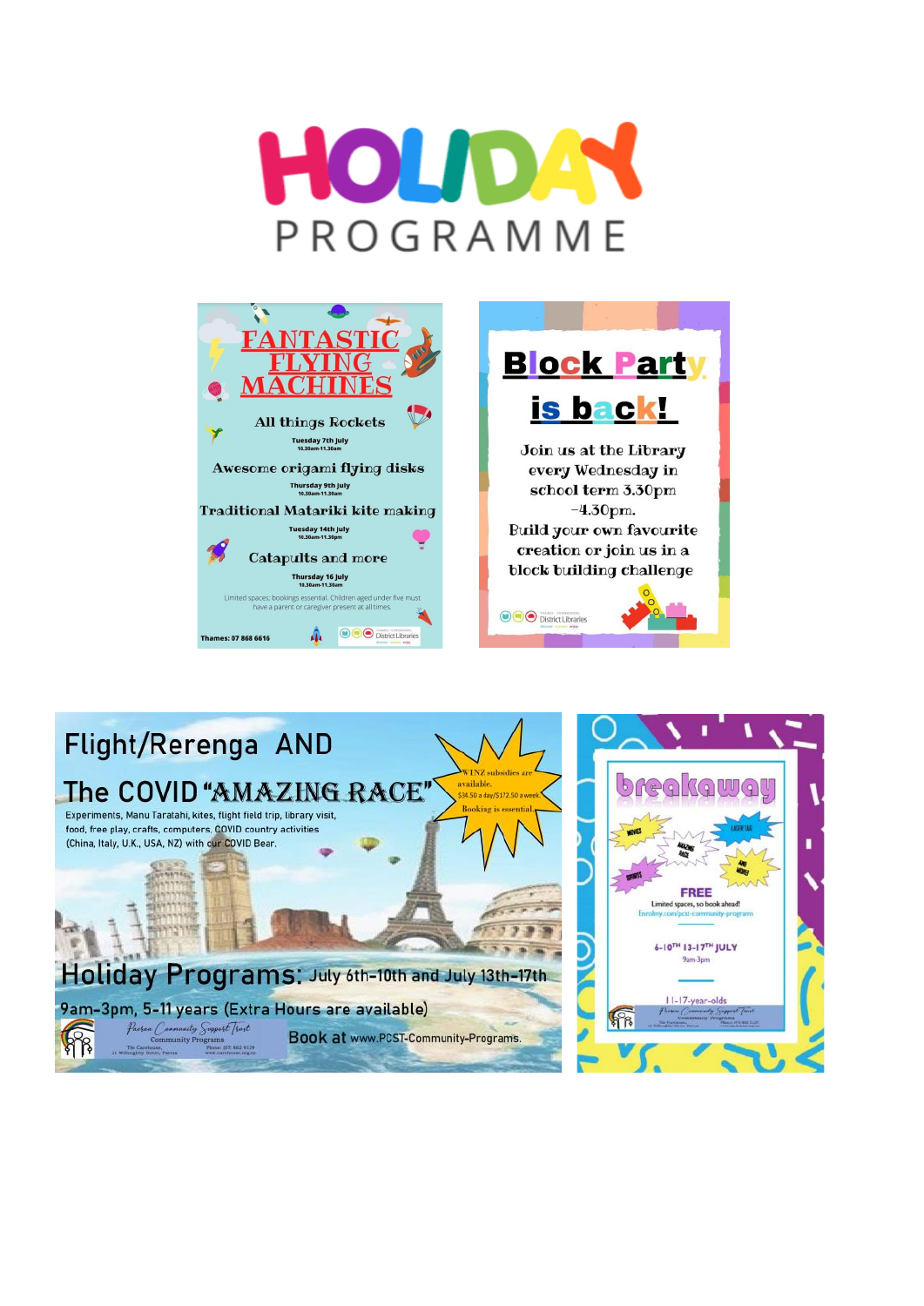# HOLIDAY PROGRAMME

## FANTASTIC FLYING MACHINES

All things Rockets
Tuesday 7th July
10.30am-11.30am

Awesome origami flying disks
Thursday 9th July
10.30am-11.30am

Traditional Matariki kite making
Tuesday 14th July
10.30am-11.30pm

Catapults and more
Thursday 16 July
10.30am-11.30am

Limited spaces; bookings essential. Children aged under five must have a parent or caregiver present at all times.

Thames: 07 868 6616

District Libraries

## Block Party is back!

Join us at the Library every Wednesday in school term 3.30pm –4.30pm.
Build your own favourite creation or join us in a block building challenge

District Libraries

## Flight/Rerenga AND The COVID "AMAZING RACE"

Experiments, Manu Taratahi, kites, flight field trip, library visit, food, free play, crafts, computers, COVID country activities (China, Italy, U.K., USA, NZ) with our COVID Bear.

WINZ subsidies are available. $34.50 a day/$172.50 a week. Booking is essential.

**Holiday Programs:** July 6th-10th and July 13th-17th

9am-3pm, 5-11 years (Extra Hours are available)

Paeroa Community Support Trust Community Programs
The Carehouse, 21 Willoughby Street, Paeroa
Phone: (07) 862 9139
www.carehouse.org.nz

Book at www.PCST-Community-Programs.

## breakaway

Movies – Laser Tag – Amazing Race – Sports – And more!

FREE
Limited spaces, so book ahead!
Enrolmy.com/pcst-community-programs

6-10TH 13-17TH JULY
9am-3pm

11-17-year-olds

Paeroa Community Support Trust Community Programs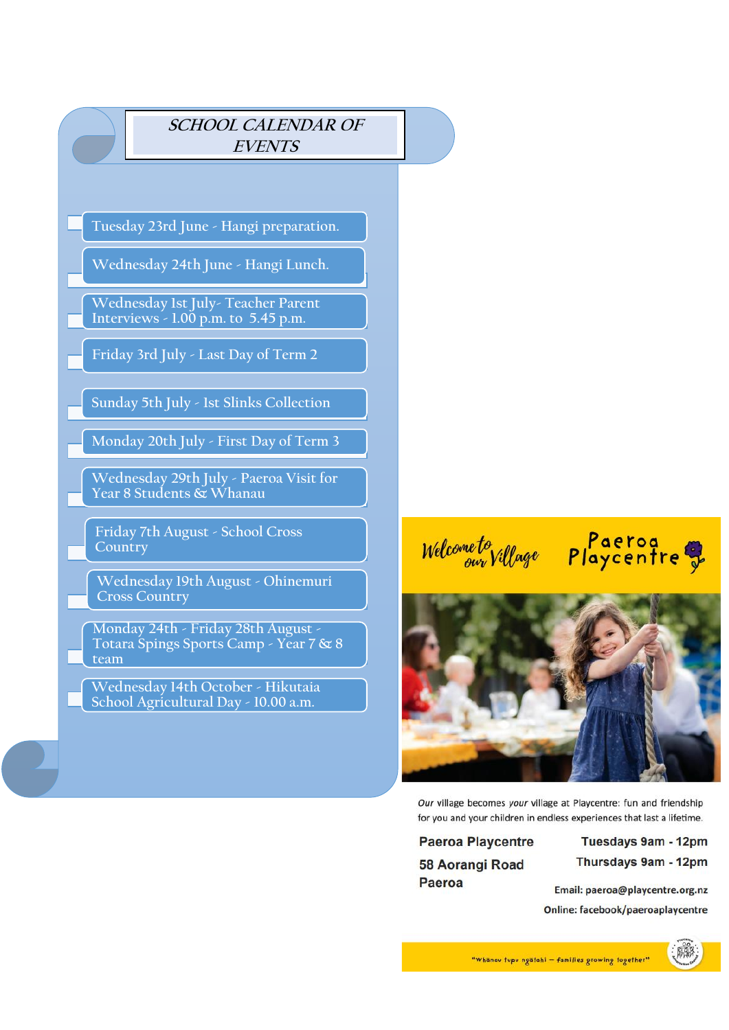## *SCHOOL CALENDAR OF EVENTS*

- Tuesday 23rd June - Hangi preparation.
- Wednesday 24th June - Hangi Lunch.
- Wednesday 1st July- Teacher Parent Interviews - 1.00 p.m. to 5.45 p.m.
- Friday 3rd July - Last Day of Term 2
- Sunday 5th July - 1st Slinks Collection
- Monday 20th July - First Day of Term 3
- Wednesday 29th July - Paeroa Visit for Year 8 Students & Whanau
- Friday 7th August - School Cross Country
- Wednesday 19th August - Ohinemuri Cross Country
- Monday 24th - Friday 28th August - Totara Spings Sports Camp - Year 7 & 8 team
- Wednesday 14th October - Hikutaia School Agricultural Day - 10.00 a.m.

Welcome to our Village

Paeroa Playcentre

*Our* village becomes *your* village at Playcentre: fun and friendship for you and your children in endless experiences that last a lifetime.

**Paeroa Playcentre**
**58 Aorangi Road**
**Paeroa**

**Tuesdays 9am - 12pm**
**Thursdays 9am - 12pm**

**Email: paeroa@playcentre.org.nz**
**Online: facebook/paeroaplaycentre**

"Whānau tupu ngātahi – families growing together"